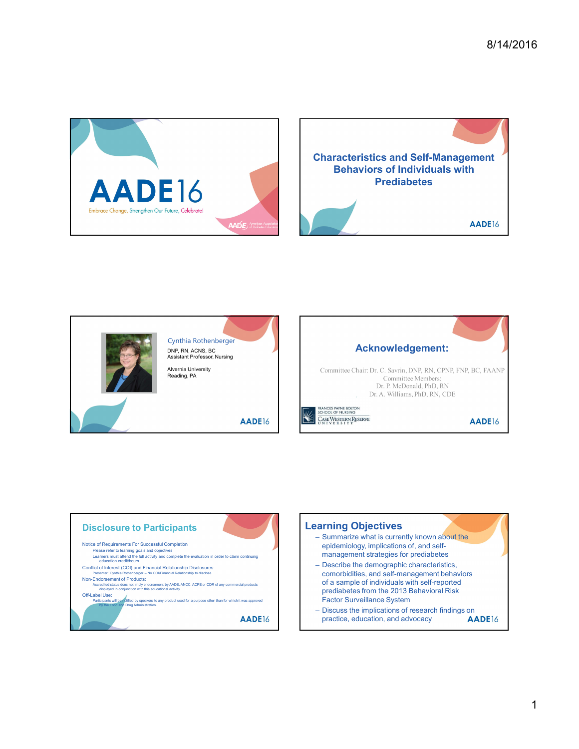# AADE16

Embrace Change, Strengthen Our Future, Celebrate!

## Characteristics and Self-Management Behaviors of Individuals with Prediabetes

AADE16

Cynthia Rothenberger

DNP, RN, ACNS, BC
Assistant Professor, Nursing

Alvernia University
Reading, PA

AADE16

## Acknowledgement:

Committee Chair: Dr. C. Savrin, DNP, RN, CPNP, FNP, BC, FAANP
Committee Members:
Dr. P. McDonald, PhD, RN
Dr. A. Williams, PhD, RN, CDE

Frances Payne Bolton School of Nursing
Case Western Reserve University

AADE16

## Disclosure to Participants

Notice of Requirements For Successful Completion
- Please refer to learning goals and objectives
- Learners must attend the full activity and complete the evaluation in order to claim continuing education credit/hours

Conflict of Interest (COI) and Financial Relationship Disclosures:
- Presenter: Cynthia Rothenberger – No COI/Financial Relationship to disclose

Non-Endorsement of Products:
- Accredited status does not imply endorsement by AADE, ANCC, ACPE or CDR of any commercial products displayed in conjunction with this educational activity

Off-Label Use:
- Participants will be notified by speakers to any product used for a purpose other than for which it was approved by the Food and Drug Administration.

AADE16

## Learning Objectives

- Summarize what is currently known about the epidemiology, implications of, and self-management strategies for prediabetes
- Describe the demographic characteristics, comorbidities, and self-management behaviors of a sample of individuals with self-reported prediabetes from the 2013 Behavioral Risk Factor Surveillance System
- Discuss the implications of research findings on practice, education, and advocacy

AADE16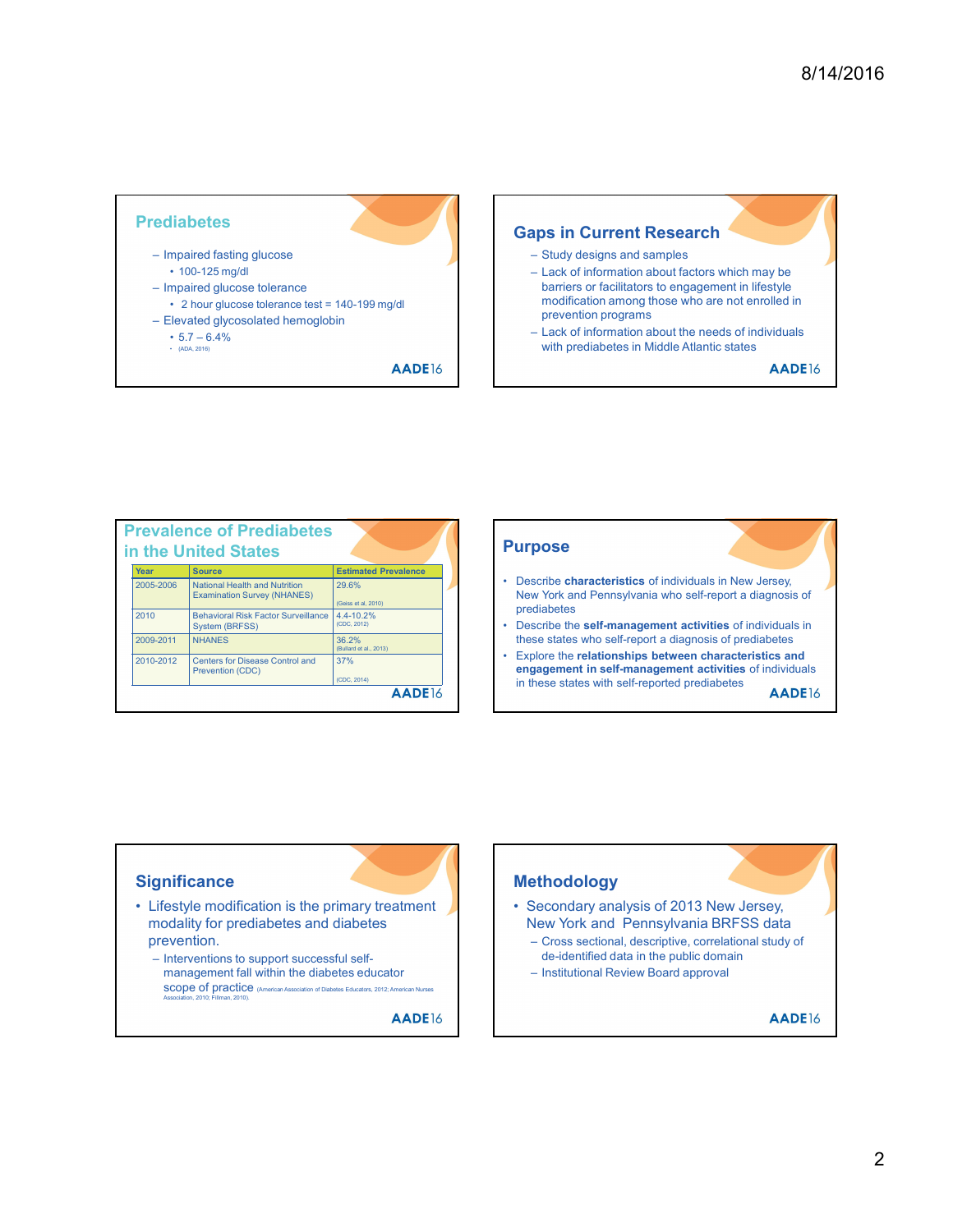## Prediabetes

- Impaired fasting glucose
  - 100-125 mg/dl
- Impaired glucose tolerance
  - 2 hour glucose tolerance test = 140-199 mg/dl
- Elevated glycosolated hemoglobin
  - 5.7 – 6.4%
    - (ADA, 2016)

AADE16

## Gaps in Current Research

- Study designs and samples
- Lack of information about factors which may be barriers or facilitators to engagement in lifestyle modification among those who are not enrolled in prevention programs
- Lack of information about the needs of individuals with prediabetes in Middle Atlantic states

AADE16

## Prevalence of Prediabetes in the United States

| Year | Source | Estimated Prevalence |
|---|---|---|
| 2005-2006 | National Health and Nutrition Examination Survey (NHANES) | 29.6% (Geiss et al, 2010) |
| 2010 | Behavioral Risk Factor Surveillance System (BRFSS) | 4.4-10.2% (CDC, 2012) |
| 2009-2011 | NHANES | 36.2% (Bullard et al., 2013) |
| 2010-2012 | Centers for Disease Control and Prevention (CDC) | 37% (CDC, 2014) |

AADE16

## Purpose

- Describe **characteristics** of individuals in New Jersey, New York and Pennsylvania who self-report a diagnosis of prediabetes
- Describe the **self-management activities** of individuals in these states who self-report a diagnosis of prediabetes
- Explore the **relationships between characteristics and engagement in self-management activities** of individuals in these states with self-reported prediabetes

AADE16

## Significance

- Lifestyle modification is the primary treatment modality for prediabetes and diabetes prevention.
  - Interventions to support successful self-management fall within the diabetes educator scope of practice (American Association of Diabetes Educators, 2012; American Nurses Association, 2010; Fillman, 2010).

AADE16

## Methodology

- Secondary analysis of 2013 New Jersey, New York and Pennsylvania BRFSS data
  - Cross sectional, descriptive, correlational study of de-identified data in the public domain
  - Institutional Review Board approval

AADE16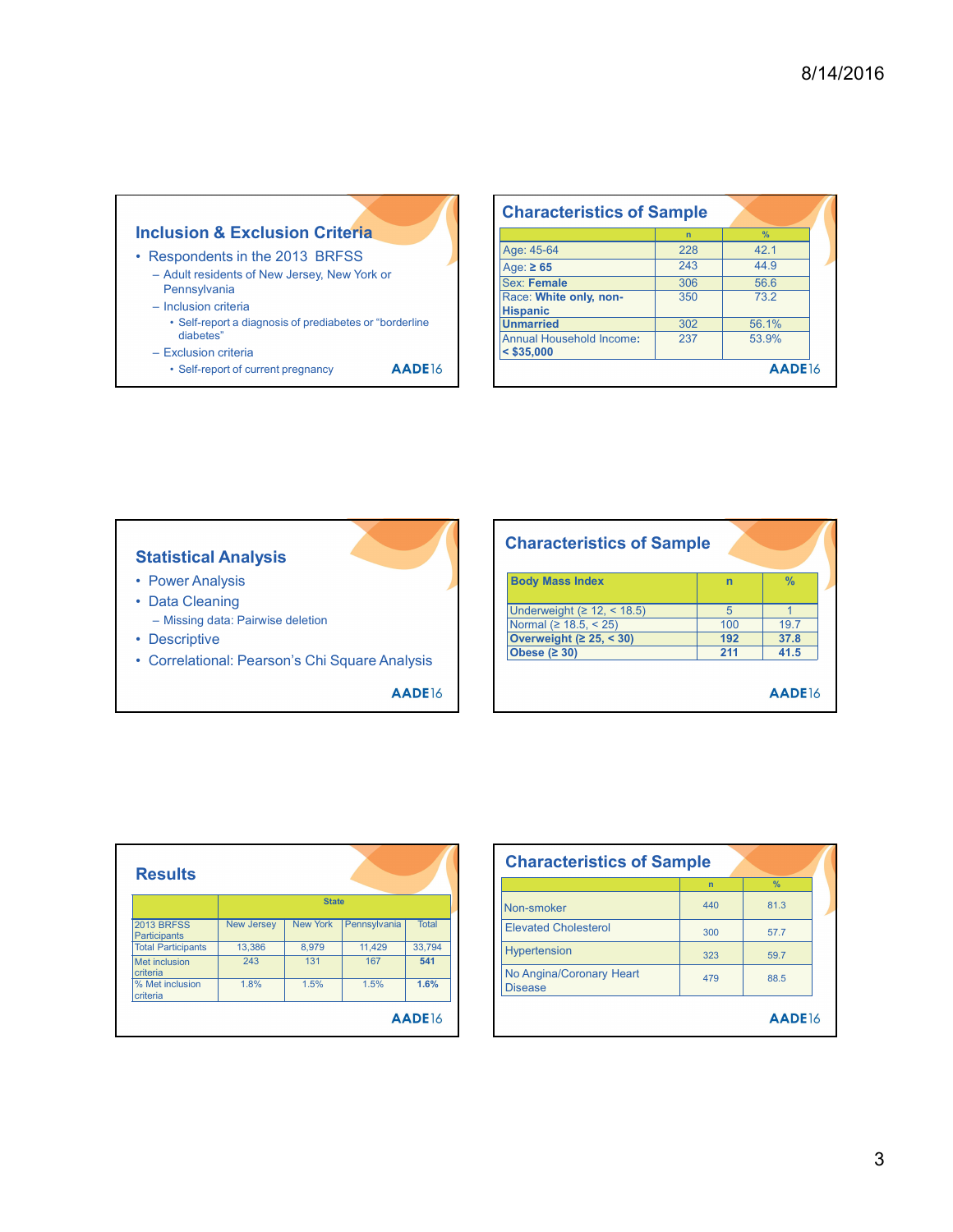## Inclusion & Exclusion Criteria

- Respondents in the 2013 BRFSS
  - Adult residents of New Jersey, New York or Pennsylvania
  - Inclusion criteria
    - Self-report a diagnosis of prediabetes or "borderline diabetes"
  - Exclusion criteria
    - Self-report of current pregnancy

## Characteristics of Sample

| | n | % |
|---|---|---|
| Age: 45-64 | 228 | 42.1 |
| Age: **≥ 65** | 243 | 44.9 |
| Sex: **Female** | 306 | 56.6 |
| Race: **White only, non-Hispanic** | 350 | 73.2 |
| **Unmarried** | 302 | 56.1% |
| Annual Household Income: **< $35,000** | 237 | 53.9% |

## Statistical Analysis

- Power Analysis
- Data Cleaning
  - Missing data: Pairwise deletion
- Descriptive
- Correlational: Pearson's Chi Square Analysis

## Characteristics of Sample

| **Body Mass Index** | **n** | **%** |
|---|---|---|
| Underweight (≥ 12, < 18.5) | 5 | 1 |
| Normal (≥ 18.5, < 25) | 100 | 19.7 |
| **Overweight (≥ 25, < 30)** | **192** | **37.8** |
| **Obese (≥ 30)** | **211** | **41.5** |

## Results

| | State | | | |
|---|---|---|---|---|
| 2013 BRFSS Participants | New Jersey | New York | Pennsylvania | Total |
| Total Participants | 13,386 | 8,979 | 11,429 | 33,794 |
| Met inclusion criteria | 243 | 131 | 167 | **541** |
| % Met inclusion criteria | 1.8% | 1.5% | 1.5% | **1.6%** |

## Characteristics of Sample

| | n | % |
|---|---|---|
| Non-smoker | 440 | 81.3 |
| Elevated Cholesterol | 300 | 57.7 |
| Hypertension | 323 | 59.7 |
| No Angina/Coronary Heart Disease | 479 | 88.5 |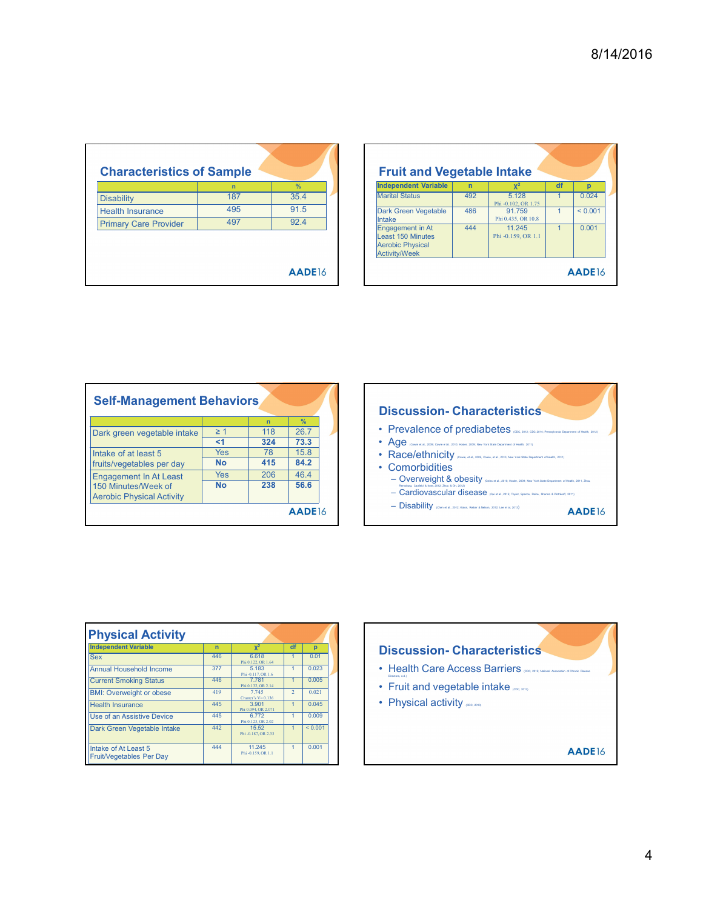## Characteristics of Sample

| | n | % |
|---|---|---|
| Disability | 187 | 35.4 |
| Health Insurance | 495 | 91.5 |
| Primary Care Provider | 497 | 92.4 |

AADE16

## Fruit and Vegetable Intake

| Independent Variable | n | $\chi^2$ | df | p |
|---|---|---|---|---|
| Marital Status | 492 | 5.128 Phi -0.102, OR 1.75 | 1 | 0.024 |
| Dark Green Vegetable Intake | 486 | 91.759 Phi 0.435, OR 10.8 | 1 | < 0.001 |
| Engagement in At Least 150 Minutes Aerobic Physical Activity/Week | 444 | 11.245 Phi -0.159, OR 1.1 | 1 | 0.001 |

AADE16

## Self-Management Behaviors

| | | n | % |
|---|---|---|---|
| Dark green vegetable intake | ≥ 1 | 118 | 26.7 |
| | **<1** | **324** | **73.3** |
| Intake of at least 5 fruits/vegetables per day | Yes | 78 | 15.8 |
| | **No** | **415** | **84.2** |
| Engagement In At Least 150 Minutes/Week of Aerobic Physical Activity | Yes | 206 | 46.4 |
| | **No** | **238** | **56.6** |

AADE16

## Discussion- Characteristics

- Prevalence of prediabetes (CDC, 2012; CDC 2014; Pennsylvania Department of Health, 2012)
- Age (Cowie et al., 2009; Cowie et al., 2010; Hosler, 2009; New York State Department of Health, 2011)
- Race/ethnicity (Cowie, et al., 2009; Cowie, et al., 2010; New York State Department of Health, 2011)
- Comorbidities
  - Overweight & obesity (Cowie et al., 2010; Hosler, 2009; New York State Department of Health, 2011; Zhou, Ramsburg, Caulfield & Xolan, 2012; Zhou & Oh, 2012)
  - Cardiovascular disease (Gu et al., 2010; Taylor, Spence, Rawe, Sharma & Pitonkaff, 2011)
  - Disability (Chen et al., 2012; Kalos, Reiber & Nelson, 2012; Lee et al., 2010)

AADE16

## Physical Activity

| Independent Variable | n | $\chi^2$ | df | p |
|---|---|---|---|---|
| Sex | 446 | 6.618 Phi 0.122, OR 1.64 | 1 | 0.01 |
| Annual Household Income | 377 | 5.183 Phi -0.117, OR 1.6 | 1 | 0.023 |
| Current Smoking Status | 446 | 7.781 Phi 0.132, OR 2.14 | 1 | 0.005 |
| BMI: Overweight or obese | 419 | 7.745 Cramer's V= 0.136 | 2 | 0.021 |
| Health Insurance | 445 | 3.901 Phi 0.094, OR 2.071 | 1 | 0.045 |
| Use of an Assistive Device | 445 | 6.772 Phi 0.123, OR 2.02 | 1 | 0.009 |
| Dark Green Vegetable Intake | 442 | 15.52 Phi -0.187, OR 2.33 | 1 | < 0.001 |
| Intake of At Least 5 Fruit/Vegetables Per Day | 444 | 11.245 Phi -0.159, OR 1.1 | 1 | 0.001 |

## Discussion- Characteristics

- Health Care Access Barriers (CDC, 2015; National Association of Chronic Disease Directors, n.d.)
- Fruit and vegetable intake (CDC, 2013)
- Physical activity (CDC, 2015)

AADE16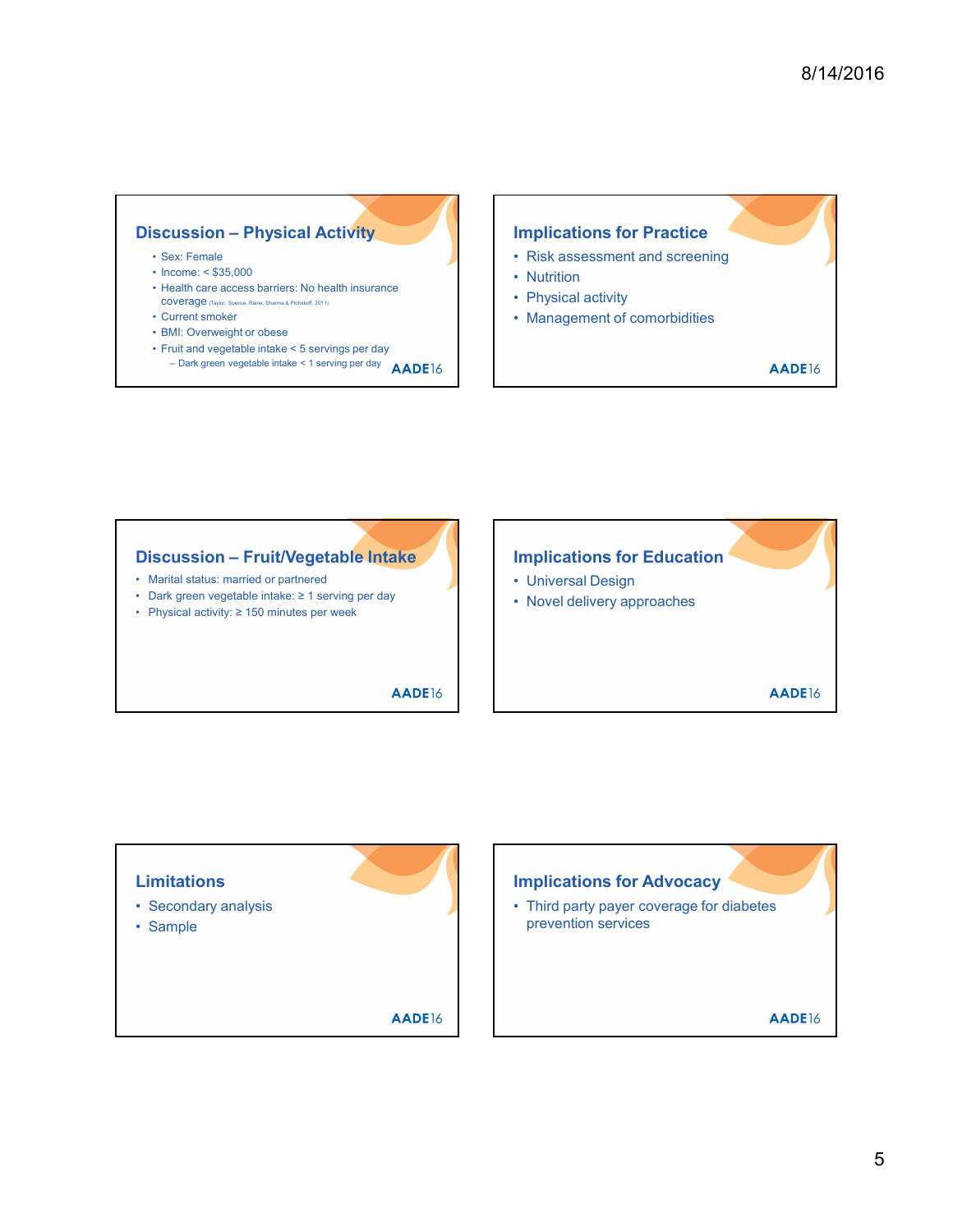## Discussion – Physical Activity

- Sex: Female
- Income: < $35,000
- Health care access barriers: No health insurance coverage (Taylor, Spence, Raine, Sharma & Plotnikoff, 2011)
- Current smoker
- BMI: Overweight or obese
- Fruit and vegetable intake < 5 servings per day
  - Dark green vegetable intake < 1 serving per day

AADE16

## Implications for Practice

- Risk assessment and screening
- Nutrition
- Physical activity
- Management of comorbidities

AADE16

## Discussion – Fruit/Vegetable Intake

- Marital status: married or partnered
- Dark green vegetable intake: ≥ 1 serving per day
- Physical activity: ≥ 150 minutes per week

AADE16

## Implications for Education

- Universal Design
- Novel delivery approaches

AADE16

## Limitations

- Secondary analysis
- Sample

AADE16

## Implications for Advocacy

- Third party payer coverage for diabetes prevention services

AADE16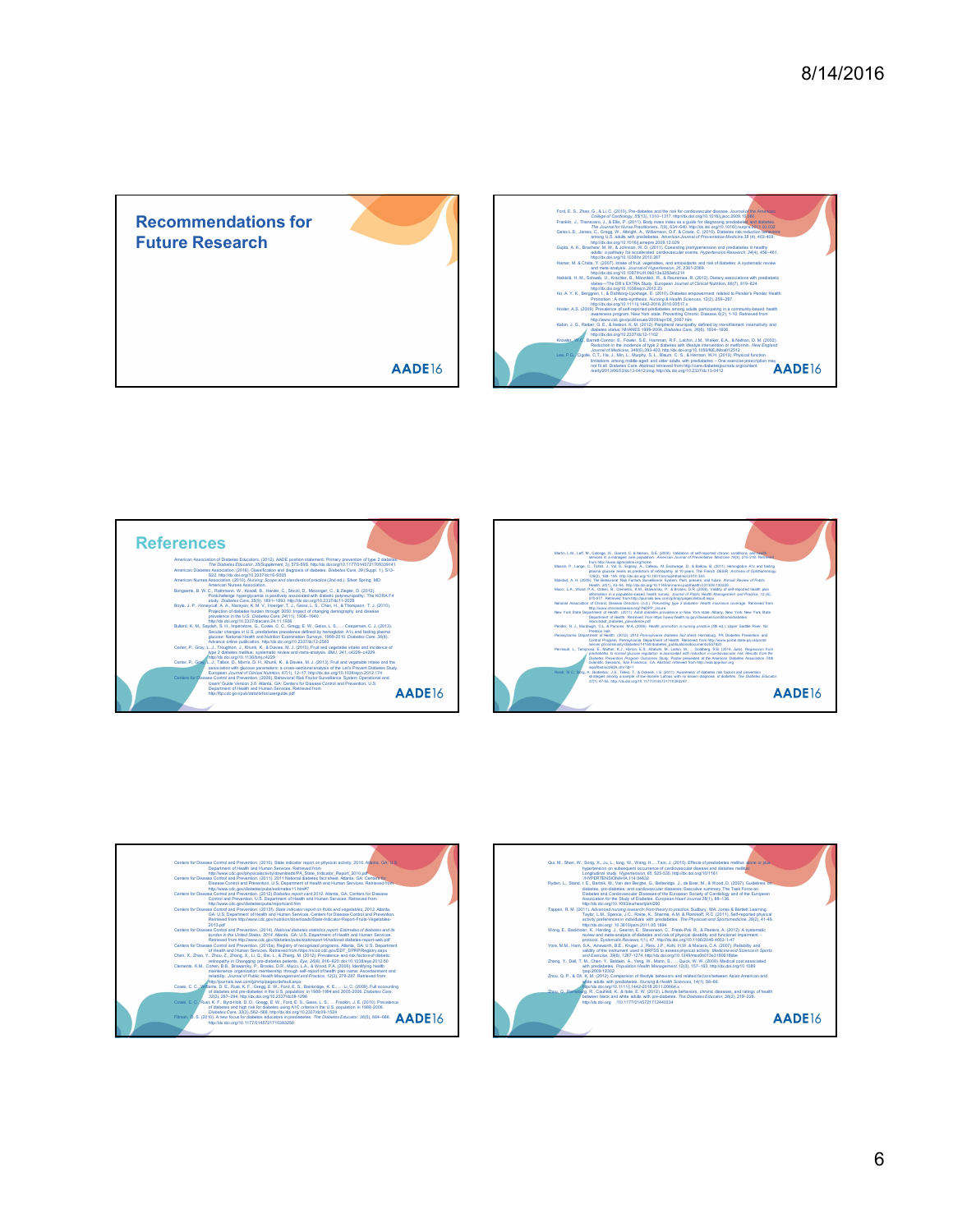## Recommendations for Future Research

Ford, E. S., Zhao, G., & Li, C. (2010). Pre-diabetes and the risk for cardiovascular disease. Journal of the American College of Cardiology, 55(13), 1310–1317. http://dx.doi.org/10.1016/j.jacc.2009.10.060

Franklin, J., Thanavaro, J., & Ellis, P. (2011). Body mass index as a guide for diagnosing prediabetes and diabetes. The Journal for Nurse Practitioners, 7(8), 634–640. http://dx.doi.org/10.1016/j.nurpra.2011.03.002

Geiss L.S., James, C., Gregg, W., Albright, A., Williamson, D.F. & Cowie, C. (2010). Diabetes risk reduction behaviors among U.S. adults with prediabetes. American Journal of Preventative Medicine 38 (4), 403–409. http://dx.doi.org/10.1016/j.amepre.2009.12.029

Gupta, A. K., Brashear, M. M., & Johnson, W. D. (2011). Coexisting prehypertension and prediabetes in healthy adults: a pathway for accelerated cardiovascular events. Hypertension Research, 34(4), 456–461. http://dx.doi.org/10.1038/hr.2010.267

Hamer, M. & Chida, Y. (2007). Intake of fruit, vegetables, and antioxidants and risk of diabetes: A systematic review and meta-analysis. Journal of Hypertension, 25, 2361-2369. http://dx.doi.org/10.1097/HJH.0b013e3282efc214

Heikkilä, H. M., Schwab, U., Krachler, B., Männikkö, R., & Rauramaa, R. (2012). Dietary associations with prediabetic states—The DR's EXTRA Study. European Journal of Clinical Nutrition, 66(7), 819–824. http://dx.doi.org/10.1038/ejcn.2012.23

Ho, A. Y. K., Berggren, I., & Dahlborg-Lyckhage, E. (2010). Diabetes empowerment related to Pender's Health Promotion: A meta-synthesis. Nursing & Health Sciences, 12(2), 259–267. http://dx.doi.org/10.1111/j.1442-2018.2010.00517.x

Hosler, A.S. (2009). Prevalence of self-reported prediabetes among adults participating in a community-based health awareness program, New York state. Preventing Chronic Disease, 6(2), 1-10. Retrieved from http://www.cdc.gov/pcd/issues/2009/apr/08_0087.htm

Katon, J. G., Reiber, G. E., & Nelson, K. M. (2013). Peripheral neuropathy defined by monofilament insensitivity and diabetes status: NHANES 1999-2004. Diabetes Care, 36(6), 1604–1606. http://dx.doi.org/10.2337/dc12-1102

Knowler, W.C., Barrett-Connor, E., Fowler, S.E., Hamman, R.F., Lachin, J.M., Walker, E.A., & Nathan, D. M. (2002). Reduction in the incidence of type 2 diabetes with lifestyle intervention or metformin. New England Journal of Medicine, 346(6),393-403. http://dx.doi.org/10.1056/NEJMoa012512

Lee, P.G., Cigolle, C.T., Ha, J., Min, L., Murphy, S. L., Blaum, C. S., & Herman, W.H. (2013). Physical function limitations among middle-aged and older adults with prediabetes – One exercise prescription may not fit all. Diabetes Care. Abstract retrieved from http://care.diabetesjournals.org/content/early/2013/06/03/dc13-0412.long http://dx.doi.org/10.2337/dc13-0412

## References

American Association of Diabetes Educators. (2012). AADE position statement: Primary prevention of type 2 diabetes. The Diabetes Educator, 38(Supplement 3), 57S-59S. http://dx.doi.org/10.1177/0145721712463391

American Diabetes Association. (2016). Classification and diagnosis of diabetes. Diabetes Care, 39 (Suppl. 1), S13-S22. http://dx.doi.org/10.2337/dc16-S005

American Nurses Association. (2010). Nursing: Scope and standards of practice (2nd ed.). Silver Spring, MD: American Nurses Association.

Bongaerts, B. W. C., Rathmann, W., Kowall, B., Herder, C., Stoeckl, D., Meisinger, C., & Ziegler, D. (2012). Postchallenge hyperglycemia is positively associated with diabetic polyneuropathy: The KORA F4 study. Diabetes Care, 35(5), 1891–1893. http://dx.doi.org/10.2337/dc11-2028

Boyle, J. P., Honeycutt, A. A., Narayan, K. M. V., Hoerger, T. J., Geiss, L. S., Chen, H., & Thompson, T. J. (2010). Projection of diabetes burden through 2050: Impact of changing demography and disease prevalence in the U.S. Diabetes Care, 24(11), 1936–1940. http://dx.doi.org/10.2337/diacare.24.11.1936

Bullard, K. M., Saydah, S. H., Imperatore, G., Cowie, C. C., Gregg, E. W., Geiss, L. S., … Caspersen, C. J. (2013). Secular changes in U.S. prediabetes prevalence defined by hemoglobin A1c and fasting plasma glucose: National Health and Nutrition Examination Surveys, 1999-2010. Diabetes Care, 36(8). Advance online publication. http://dx.doi.org/10.2337/dc12-2563

Carter, P., Gray, L. J., Troughton, J., Khunti, K., & Davies, M. J. (2010). Fruit and vegetable intake and incidence of type 2 diabetes mellitus: systematic review and meta-analysis. BMJ, 341, c4229–c4229. http://dx.doi.org/10.1136/bmj.c4229

Carter, P., Gray, L. J., Talbot, D., Morris, D. H., Khunti, K., & Davies, M. J. (2013). Fruit and vegetable intake and the association with glucose parameters: a cross-sectional analysis of the Let's Prevent Diabetes Study. European Journal of Clinical Nutrition, 67(1), 12–17. http://dx.doi.org/10.1038/ejcn.2012.174

Centers for Disease Control and Prevention. (2006). Behavioral Risk Factor Surveillance System Operational and Users' Guide Version 3.0. Atlanta, GA: Centers for Disease Control and Prevention, U.S. Department of Health and Human Services. Retrieved from http://ftp.cdc.gov/pub/data/brfss/userguide.pdf

Martin, L.M., Leff, M., Calonge, N., Garrett, C. & Nelson, D.E. (2000). Validation of self-reported chronic conditions and health services in a managed care population. American Journal of Preventive Medicine 18(3), 215-218. Retrieved from http://www.ajpmonline.org/home

Massin, P., Lange, C., Tichet, J., Vol, S., Erginay, A., Cailleau, M. Eschwège, E., & Balkau, B. (2011). Hemoglobin A1c and fasting plasma glucose levels as predictors of retinopathy at 10 years: The French DESIR. Archives of Ophthalmology, 129(2), 188- 195. http://dx.doi.org/10.1001/archophthalmol.2010.353

Mokdad, A. H. (2009). The Behavioral Risk Factors Surveillance System: Past, present, and future. Annual Review of Public Health, 30(1), 43–54. http://dx.doi.org/10.1146/annurev.publhealth.031308.100226

Mucci, L.A., Wood, P.A., Cohen, B., Clements, K.M., Brawarsky, P., & Brooks, D.R. (2006). Validity of self-reported health plan information in a population-based health survey. Journal of Public Health Management and Practice, 12 (6), 570-577. Retrieved from http://journals.lww.com/jphmp/pages/default.aspx

National Association of Chronic Disease Directors. (n.d.). Preventing type 2 diabetes: Health insurance coverage. Retrieved from http://www.chronicdisease.org/?NDPP_insure

New York State Department of Health. (2011). Adult diabetes prevalence in New York State. Albany, New York: New York State Department of Health. Retrieved from https://www.health.ny.gov/diseases/conditions/diabetes/docs/adult_diabetes_prevalence.pdf

Pender, N. J., Murdaugh, C.L. & Parsons, M.A. (2006). Health promotion in nursing practice (5th ed.). Upper Saddle River, NJ: Prentice Hall.

Pennsylvania Department of Health. (2012). 2012 Pennsylvania diabetes fact sheet. Harrisburg, PA: Diabetes Prevention and Control Program, Pennsylvania Department of Health. Retrieved from http://www.portal.state.pa.us/portal/server.pt/community/diabetes/14166/diabetes_publications/documents/557831

Perreault, L., Temprosa, M., Mather, K.J., Horton, E.S., Kitabchi, M., Larkin, M., … Goldberg, R.B. (2014, June). Regression from prediabetes to normal glucose regulation is associated with reduction in cardiovascular risk: Results from the Diabetes Prevention Program Outcomes Study. Poster presented at the American Diabetes Association 74th Scientific Sessions, San Francisco, CA. Abstract retrieved from http://ada.apprisor.org

Rosal, M.C., Borg, A., Bodenlos, J.S., Tellez, T., & Ockene, I.S. (2011). Awareness of diabetes risk factors and prevention strategies among a sample of low-income Latinos with no known diagnosis of diabetes. The Diabetes Educator, 37(1) 47-55. http://dx.doi.org/10.1177/0145721710392247

Centers for Disease Control and Prevention. (2010). State indicator report on physical activity, 2010. Atlanta, GA: U.S. Department of Health and Human Services. Retrieved from http://www.cdc.gov/physicalactivity/downloads/PA_State_Indicator_Report_2010.pdf

Centers for Disease Control and Prevention. (2011). 2011 National diabetes fact sheet. Atlanta, GA: Centers for Disease Control and Prevention, U.S. Department of Health and Human Services. Retrieved from http://www.cdc.gov/diabetes/pubs/estimates11.htm#7

Centers for Disease Control and Prevention. (2012). Diabetes report card 2012. Atlanta, GA: Centers for Disease Control and Prevention, U.S. Department of Health and Human Services. Retrieved from http://www.cdc.gov/diabetes/pubs/reportcard.htm

Centers for Disease Control and Prevention. (2013f). State indicators report on fruits and vegetables, 2013. Atlanta, GA: U.S. Department of Health and Human Services, Centers for Disease Control and Prevention. Retrieved from http://www.cdc.gov/nutrition/downloads/State-Indicator-Report-Fruits-Vegetables-2013.pdf

Centers for Disease Control and Prevention. (2014). National diabetes statistics report: Estimates of diabetes and its burden in the United States, 2014. Atlanta, GA: U.S. Department of Health and Human Services. Retrieved from http://www.cdc.gov/diabetes/pubs/statsreport14/national-diabetes-report-web.pdf

Centers for Disease Control and Prevention. (2015a). Registry of recognized programs. Atlanta, GA: U.S. Department of Health and Human Services. Retrieved from https://nccd.cdc.gov/DDT_DPRP/Registry.aspx

Chen, X., Zhao, Y., Zhou, Z., Zhang, X., Li, G., Bai, L., & Zhang, M. (2012). Prevalence and risk factors of diabetic retinopathy in Chongqing pre-diabetes patients. Eye, 26(6), 816–820. doi:10.1038/eye.2012.50

Clements, K.M., Cohen, B.B., Brawarsky, P., Brooks, D.R., Mucci, L.A., & Wood, P.A. (2006). Identifying health maintenance organization membership through self-report of health plan name: Ascertainment and reliability. Journal of Public Health Management and Practice, 12(3), 278-287. Retrieved from http://journals.lww.com/jphmp/pages/default.aspx

Cowie, C. C., Williams, D. E., Rust, K. F., Gregg, E. W., Ford, E. S., Bainbridge, K. E., … Li, C. (2009). Full accounting of diabetes and pre-diabetes in the U.S. population in 1988–1994 and 2005–2006. Diabetes Care, 32(2), 287–294. http://dx.doi.org/10.2337/dc08-1296

Cowie, C. C., Rust, K. F., Byrd-Holt, D. D., Gregg, E. W., Ford, E. S., Geiss, L. S., … Fradkin, J. E. (2010). Prevalence of diabetes and high risk for diabetes using A1C criteria in the U.S. population in 1988-2006. Diabetes Care, 33(3), 562–568. http://dx.doi.org/10.2337/dc09-1524

Pittman, D. S. (2010). A new focus for diabetes educators in prediabetes. The Diabetes Educator, 36(5), 684–686. http://dx.doi.org/10.1177/0145721710380256

Qiu, M., Shen, W., Song, X., Ju, L., Tong, W., Wang, H., … Tian, J. (2015). Effects of prediabetes mellitus alone or plus hypertension on subsequent occurrence of cardiovascular disease and diabetes mellitus: Longitudinal study. Hypertension, 65, 525-530. http://dx.doi.org/10.1161/HYPERTENSIONAHA.114.04632

Rydén, L., Standl, E., Bartnik, M., Van den Berghe, G., Betteridge, J., de Boer, M., & Wood, D. (2007). Guidelines on diabetes, pre-diabetes, and cardiovascular diseases: Executive summary. The Task Force on Diabetes and Cardiovascular Diseases of the European Society of Cardiology and of the European Association for the Study of Diabetes. European Heart Journal 28(1), 88–136. http://dx.doi.org/10.1093/eurheartj/ehl260

Tappen, R. M. (2011). Advanced nursing research from theory to practice. Sudbury, MA: Jones & Bartlett Learning. Taylor, L.M., Spence, J.C., Raine, K., Sharma, A.M. & Plotnikoff, R.C. (2011). Self-reported physical activity preferences in individuals with prediabetes. The Physician and Sportsmedicine, 39(2), 41-49. http://dx.doi.org/ 10.3810/psm.2011.05.1894

Wong, E., Backholer, K., Harding, J., Gearon, E., Stevenson, C., Freak-Poli, R., & Peeters, A. (2012). A systematic review and meta-analysis of diabetes and risk of physical disability and functional impairment – protocol. Systematic Reviews,1(1), 47. http://dx.doi.org/10.1186/2046-4053-1-47

Yore, M.M., Ham, S.A., Ainsworth, B.E., Kruger, J., Reis, J.P., Kohl, H.W. & Macera, C.A. (2007). Reliability and validity of the instrument used in BRFSS to assess physical activity. Medicine and Science in Sports and Exercise, 39(8), 1267-1274. http://dx.doi.org/10.1249/mss.0b013e3180618bbe

Zhang, Y., Dall, T. M., Chen, Y., Baldwin, A., Yang, W., Mann, S., … Quick, W. W. (2009). Medical cost associated with prediabetes. Population Health Management 12(3), 157–163. http://dx.doi.org/10.1089/pop.2009.12302

Zhou, Q. P., & Oh, K. M. (2012). Comparison of lifestyle behaviors and related factors between Asian American and white adults with prediabetes. Nursing & Health Sciences, 14(1), 58–66. http://dx.doi.org/10.1111/j.1442-2018.2011.00664.x

Zhou, Q. P., Bamberg, R., Caufield, K., & Ilola, E. W. (2012). Lifestyle behaviors, chronic diseases, and ratings of health between black and white adults with prediabetes. The Diabetes Educator, 38(2), 219–226. http://dx.doi.org/ /10.1177/0145721712440334